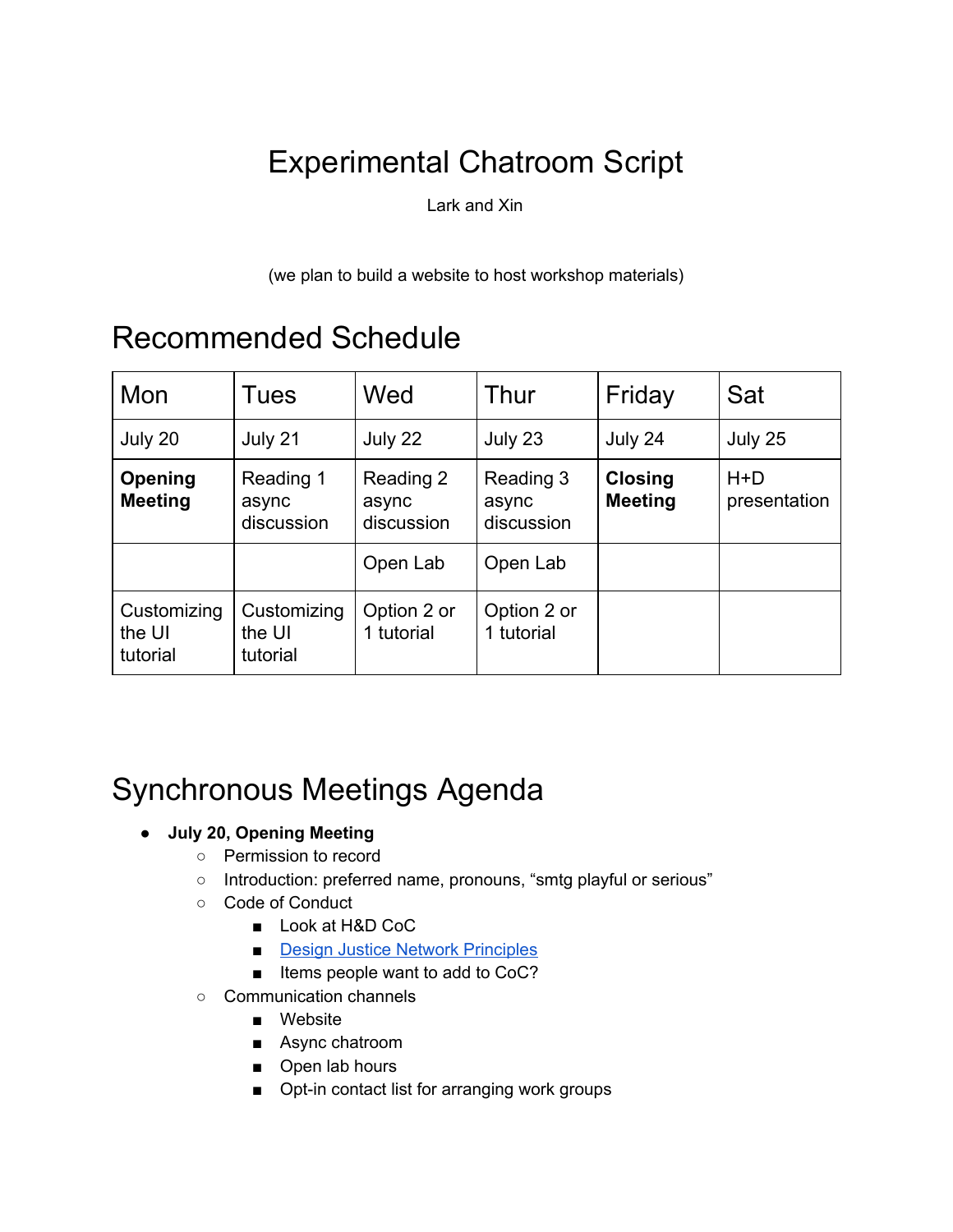# Experimental Chatroom Script

Lark and Xin

(we plan to build a website to host workshop materials)

## Recommended Schedule

| Mon | Tues | Wed | Thur | Friday | Sat |
|---|---|---|---|---|---|
| July 20 | July 21 | July 22 | July 23 | July 24 | July 25 |
| **Opening Meeting** | Reading 1 async discussion | Reading 2 async discussion | Reading 3 async discussion | **Closing Meeting** | H+D presentation |
| | | Open Lab | Open Lab | | |
| Customizing the UI tutorial | Customizing the UI tutorial | Option 2 or 1 tutorial | Option 2 or 1 tutorial | | |

## Synchronous Meetings Agenda

- **July 20, Opening Meeting**
  - Permission to record
  - Introduction: preferred name, pronouns, "smtg playful or serious"
  - Code of Conduct
    - Look at H&D CoC
    - Design Justice Network Principles
    - Items people want to add to CoC?
  - Communication channels
    - Website
    - Async chatroom
    - Open lab hours
    - Opt-in contact list for arranging work groups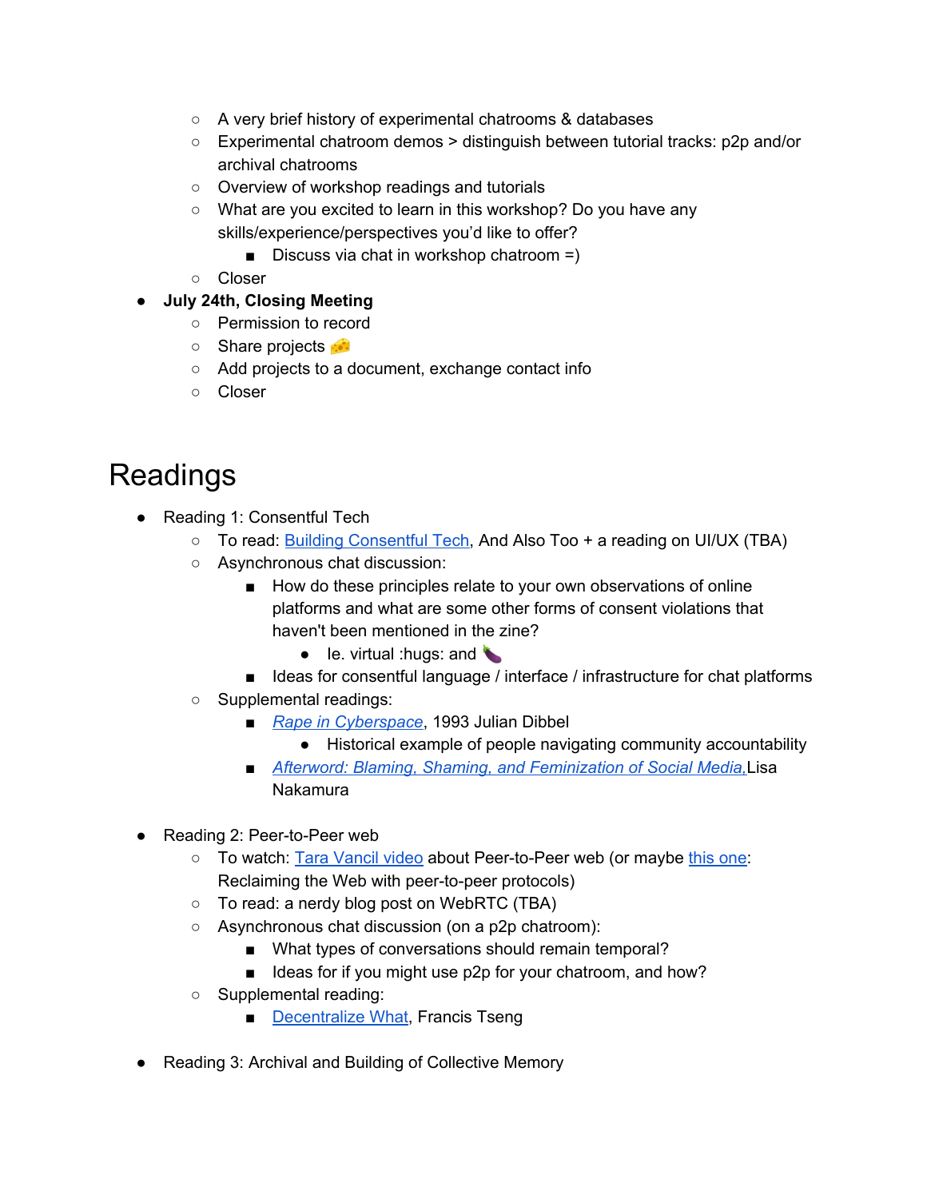- A very brief history of experimental chatrooms & databases
  - Experimental chatroom demos > distinguish between tutorial tracks: p2p and/or archival chatrooms
  - Overview of workshop readings and tutorials
  - What are you excited to learn in this workshop? Do you have any skills/experience/perspectives you'd like to offer?
    - Discuss via chat in workshop chatroom =)
  - Closer
- **July 24th, Closing Meeting**
  - Permission to record
  - Share projects 🧀
  - Add projects to a document, exchange contact info
  - Closer

# Readings

- Reading 1: Consentful Tech
  - To read: Building Consentful Tech, And Also Too + a reading on UI/UX (TBA)
  - Asynchronous chat discussion:
    - How do these principles relate to your own observations of online platforms and what are some other forms of consent violations that haven't been mentioned in the zine?
      - Ie. virtual :hugs: and 🍆
    - Ideas for consentful language / interface / infrastructure for chat platforms
  - Supplemental readings:
    - *Rape in Cyberspace*, 1993 Julian Dibbel
      - Historical example of people navigating community accountability
    - *Afterword: Blaming, Shaming, and Feminization of Social Media,* Lisa Nakamura

- Reading 2: Peer-to-Peer web
  - To watch: Tara Vancil video about Peer-to-Peer web (or maybe this one: Reclaiming the Web with peer-to-peer protocols)
  - To read: a nerdy blog post on WebRTC (TBA)
  - Asynchronous chat discussion (on a p2p chatroom):
    - What types of conversations should remain temporal?
    - Ideas for if you might use p2p for your chatroom, and how?
  - Supplemental reading:
    - Decentralize What, Francis Tseng

- Reading 3: Archival and Building of Collective Memory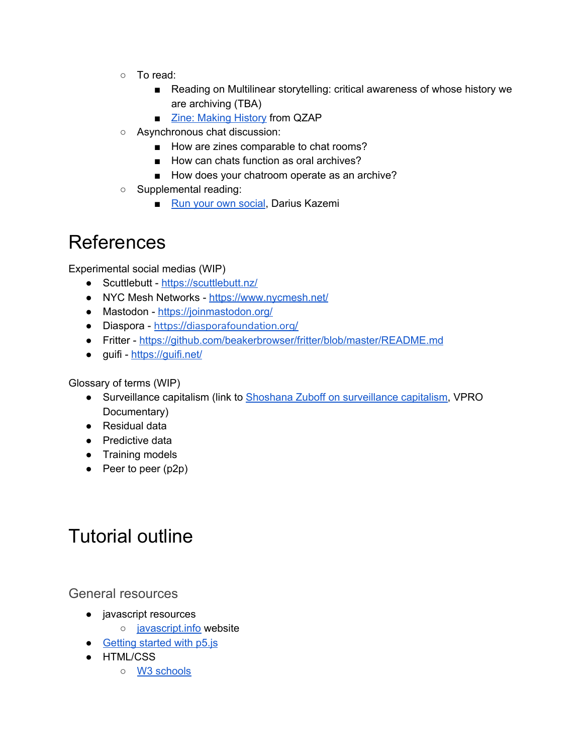- To read:
    - Reading on Multilinear storytelling: critical awareness of whose history we are archiving (TBA)
    - Zine: Making History from QZAP
- Asynchronous chat discussion:
    - How are zines comparable to chat rooms?
    - How can chats function as oral archives?
    - How does your chatroom operate as an archive?
- Supplemental reading:
    - Run your own social, Darius Kazemi

# References

Experimental social medias (WIP)

- Scuttlebutt - https://scuttlebutt.nz/
- NYC Mesh Networks - https://www.nycmesh.net/
- Mastodon - https://joinmastodon.org/
- Diaspora - https://diasporafoundation.org/
- Fritter - https://github.com/beakerbrowser/fritter/blob/master/README.md
- guifi - https://guifi.net/

Glossary of terms (WIP)

- Surveillance capitalism (link to Shoshana Zuboff on surveillance capitalism, VPRO Documentary)
- Residual data
- Predictive data
- Training models
- Peer to peer (p2p)

# Tutorial outline

## General resources

- javascript resources
    - javascript.info website
- Getting started with p5.js
- HTML/CSS
    - W3 schools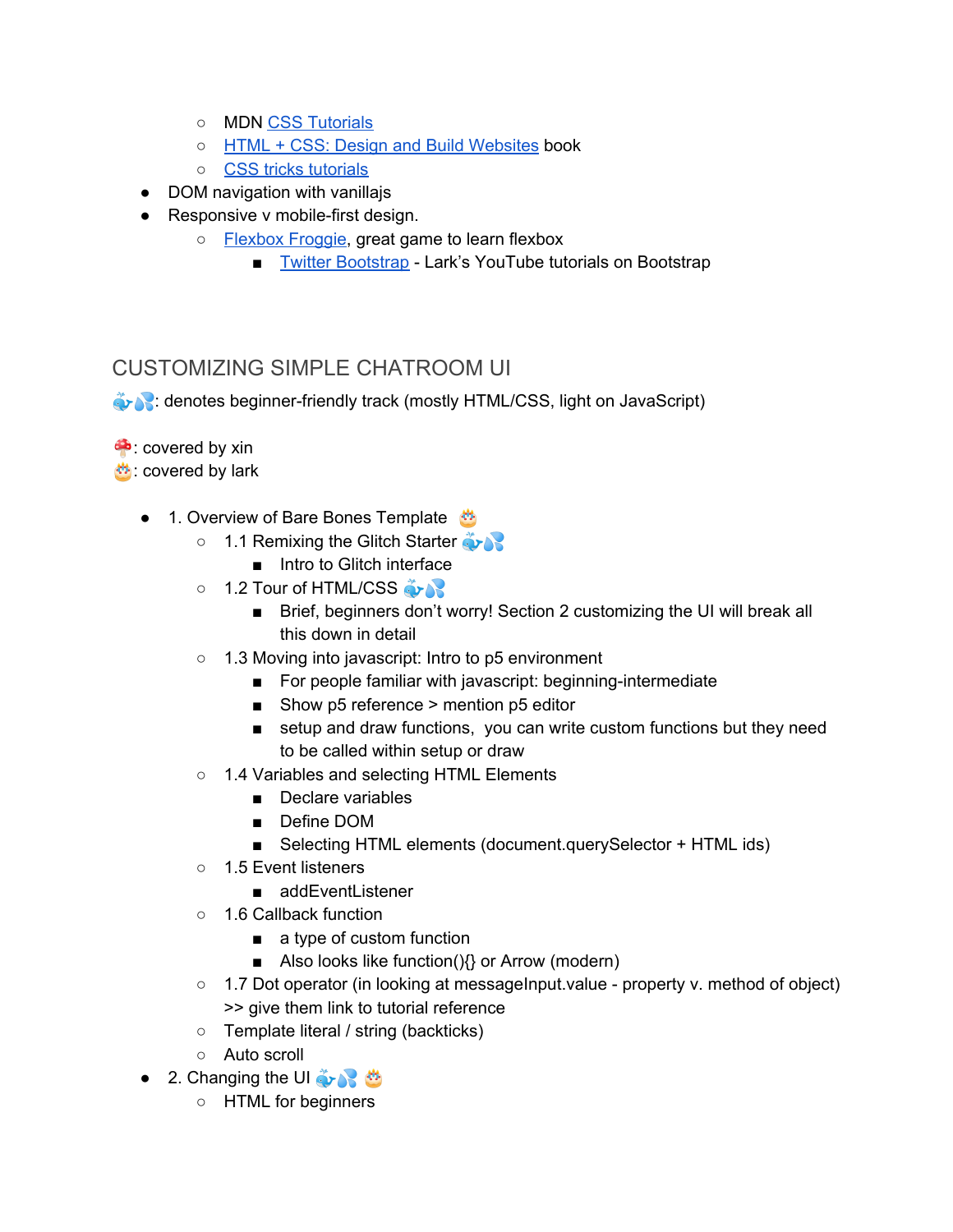- MDN [CSS Tutorials]()
   - [HTML + CSS: Design and Build Websites]() book
   - [CSS tricks tutorials]()
- DOM navigation with vanillajs
- Responsive v mobile-first design.
   - [Flexbox Froggie](), great game to learn flexbox
      - [Twitter Bootstrap]() - Lark's YouTube tutorials on Bootstrap

## CUSTOMIZING SIMPLE CHATROOM UI

🐳💦: denotes beginner-friendly track (mostly HTML/CSS, light on JavaScript)

🍄: covered by xin
🎂: covered by lark

- 1. Overview of Bare Bones Template 🎂
   - 1.1 Remixing the Glitch Starter 🐳💦
      - Intro to Glitch interface
   - 1.2 Tour of HTML/CSS 🐳💦
      - Brief, beginners don't worry! Section 2 customizing the UI will break all this down in detail
   - 1.3 Moving into javascript: Intro to p5 environment
      - For people familiar with javascript: beginning-intermediate
      - Show p5 reference > mention p5 editor
      - setup and draw functions, you can write custom functions but they need to be called within setup or draw
   - 1.4 Variables and selecting HTML Elements
      - Declare variables
      - Define DOM
      - Selecting HTML elements (document.querySelector + HTML ids)
   - 1.5 Event listeners
      - addEventListener
   - 1.6 Callback function
      - a type of custom function
      - Also looks like function(){} or Arrow (modern)
   - 1.7 Dot operator (in looking at messageInput.value - property v. method of object) >> give them link to tutorial reference
   - Template literal / string (backticks)
   - Auto scroll
- 2. Changing the UI 🐳💦 🎂
   - HTML for beginners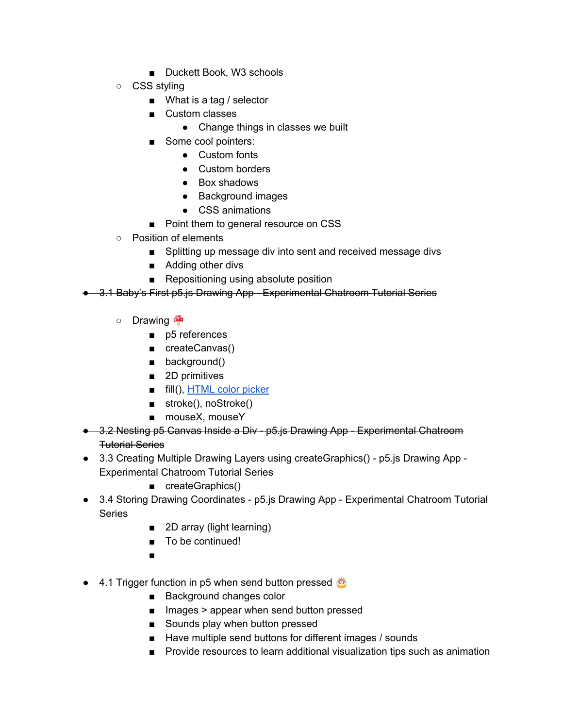- Duckett Book, W3 schools
    - CSS styling
        - What is a tag / selector
        - Custom classes
            - Change things in classes we built
        - Some cool pointers:
            - Custom fonts
            - Custom borders
            - Box shadows
            - Background images
            - CSS animations
        - Point them to general resource on CSS
    - Position of elements
        - Splitting up message div into sent and received message divs
        - Adding other divs
        - Repositioning using absolute position
- ~~3.1 Baby's First p5.js Drawing App - Experimental Chatroom Tutorial Series~~

    - Drawing 🍄
        - p5 references
        - createCanvas()
        - background()
        - 2D primitives
        - fill(), [HTML color picker]
        - stroke(), noStroke()
        - mouseX, mouseY
- ~~3.2 Nesting p5 Canvas Inside a Div - p5.js Drawing App - Experimental Chatroom Tutorial Series~~
- 3.3 Creating Multiple Drawing Layers using createGraphics() - p5.js Drawing App - Experimental Chatroom Tutorial Series
        - createGraphics()
- 3.4 Storing Drawing Coordinates - p5.js Drawing App - Experimental Chatroom Tutorial Series
        - 2D array (light learning)
        - To be continued!
        -

- 4.1 Trigger function in p5 when send button pressed 🎂
        - Background changes color
        - Images > appear when send button pressed
        - Sounds play when button pressed
        - Have multiple send buttons for different images / sounds
        - Provide resources to learn additional visualization tips such as animation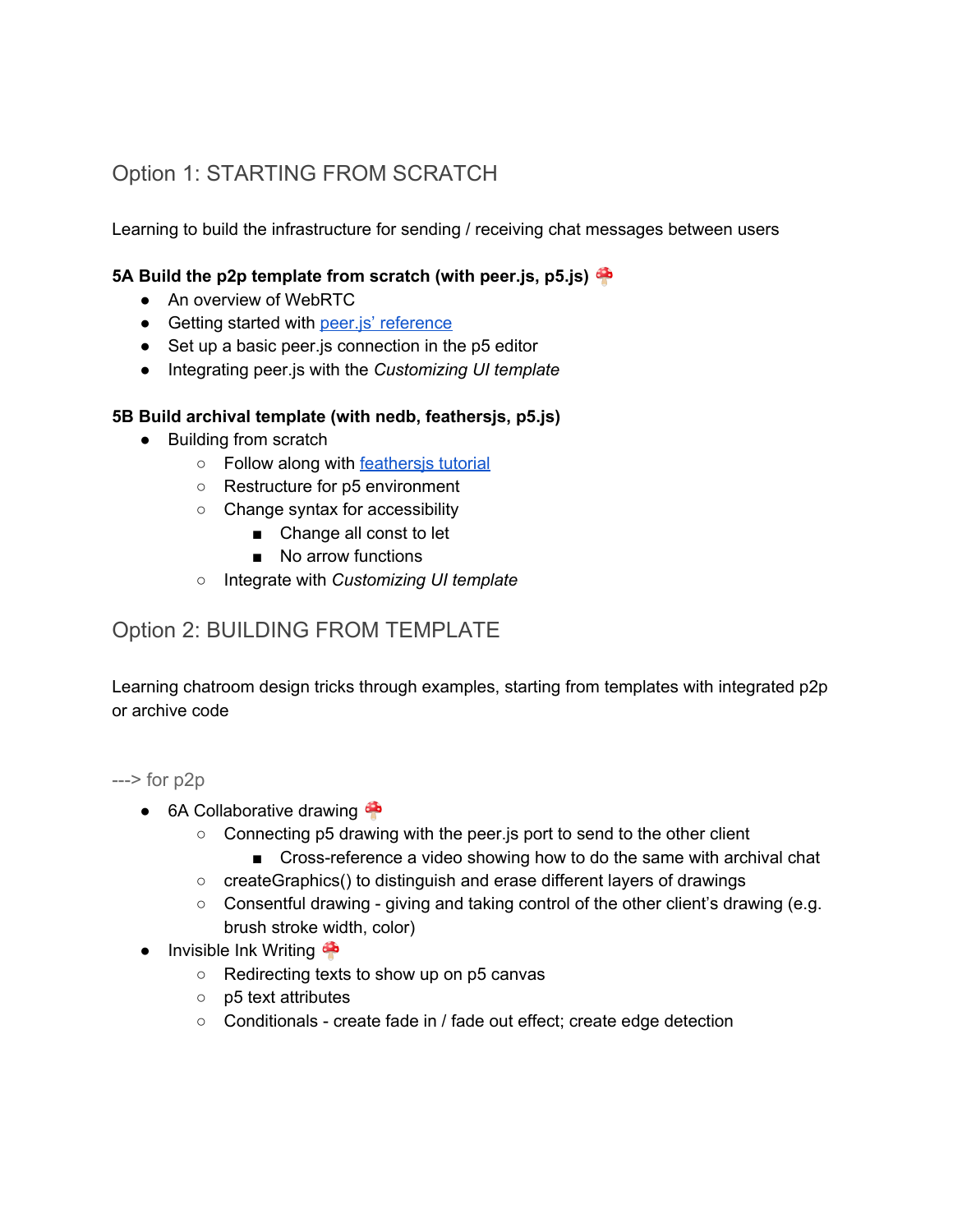## Option 1: STARTING FROM SCRATCH

Learning to build the infrastructure for sending / receiving chat messages between users

**5A Build the p2p template from scratch (with peer.js, p5.js)** 🍄

- An overview of WebRTC
- Getting started with [peer.js' reference]()
- Set up a basic peer.js connection in the p5 editor
- Integrating peer.js with the *Customizing UI template*

**5B Build archival template (with nedb, feathersjs, p5.js)**

- Building from scratch
  - Follow along with [feathersjs tutorial]()
  - Restructure for p5 environment
  - Change syntax for accessibility
    - Change all const to let
    - No arrow functions
  - Integrate with *Customizing UI template*

## Option 2: BUILDING FROM TEMPLATE

Learning chatroom design tricks through examples, starting from templates with integrated p2p or archive code

---> for p2p

- 6A Collaborative drawing 🍄
  - Connecting p5 drawing with the peer.js port to send to the other client
    - Cross-reference a video showing how to do the same with archival chat
  - createGraphics() to distinguish and erase different layers of drawings
  - Consentful drawing - giving and taking control of the other client's drawing (e.g. brush stroke width, color)
- Invisible Ink Writing 🍄
  - Redirecting texts to show up on p5 canvas
  - p5 text attributes
  - Conditionals - create fade in / fade out effect; create edge detection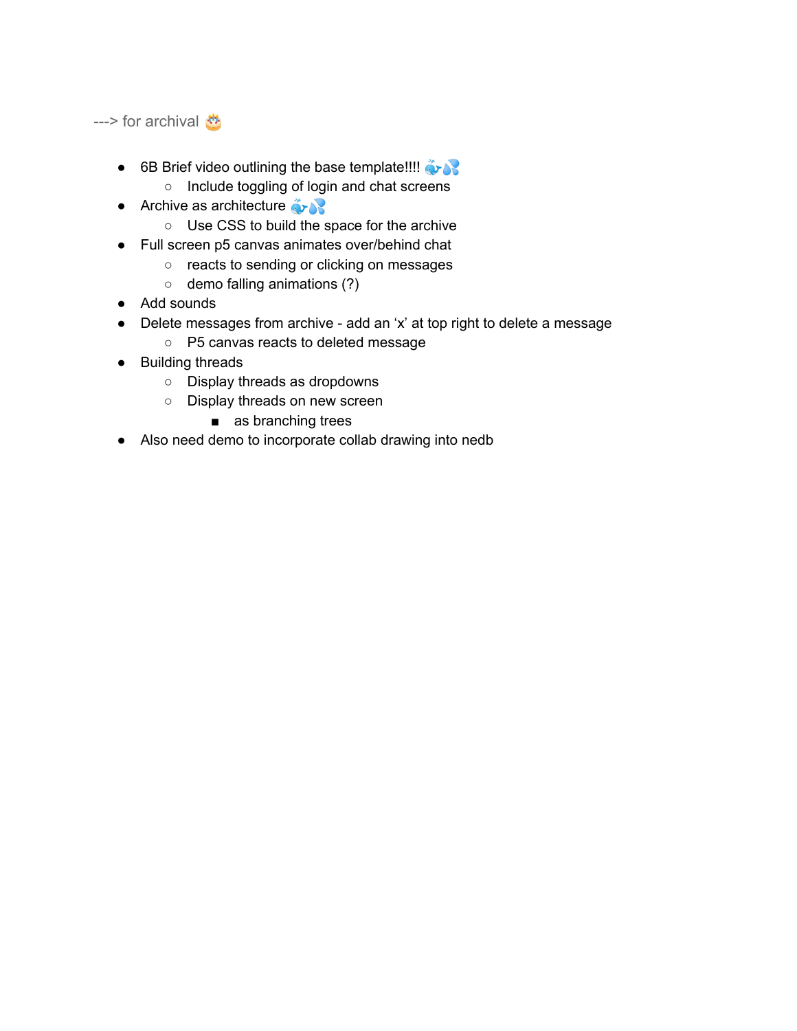---> for archival 🎂

- 6B Brief video outlining the base template!!!! 🐳💦
  - Include toggling of login and chat screens
- Archive as architecture 🐳💦
  - Use CSS to build the space for the archive
- Full screen p5 canvas animates over/behind chat
  - reacts to sending or clicking on messages
  - demo falling animations (?)
- Add sounds
- Delete messages from archive - add an 'x' at top right to delete a message
  - P5 canvas reacts to deleted message
- Building threads
  - Display threads as dropdowns
  - Display threads on new screen
    - as branching trees
- Also need demo to incorporate collab drawing into nedb